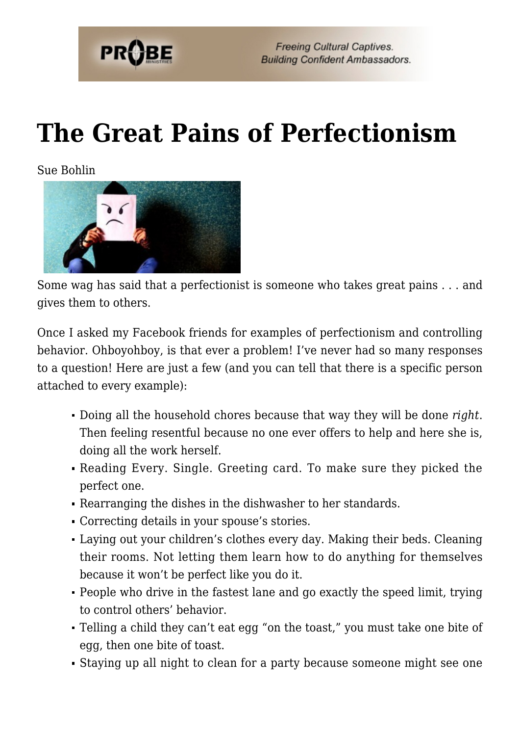# The Great Pains of Perfectionism

Sue Bohlin

Some wag has said that a perfectionist is someone who takes great pains . . . and gives them to others.

Once I asked my Facebook friends for examples of perfectionism and controlling behavior. Ohboyohboy, is that ever a problem! I've never had so many responses to a question! Here are just a few (and you can tell that there is a specific person attached to every example):

- Doing all the household chores because that way they will be done *right*. Then feeling resentful because no one ever offers to help and here she is, doing all the work herself.
- Reading Every. Single. Greeting card. To make sure they picked the perfect one.
- Rearranging the dishes in the dishwasher to her standards.
- Correcting details in your spouse's stories.
- Laying out your children's clothes every day. Making their beds. Cleaning their rooms. Not letting them learn how to do anything for themselves because it won't be perfect like you do it.
- People who drive in the fastest lane and go exactly the speed limit, trying to control others' behavior.
- Telling a child they can't eat egg "on the toast," you must take one bite of egg, then one bite of toast.
- Staying up all night to clean for a party because someone might see one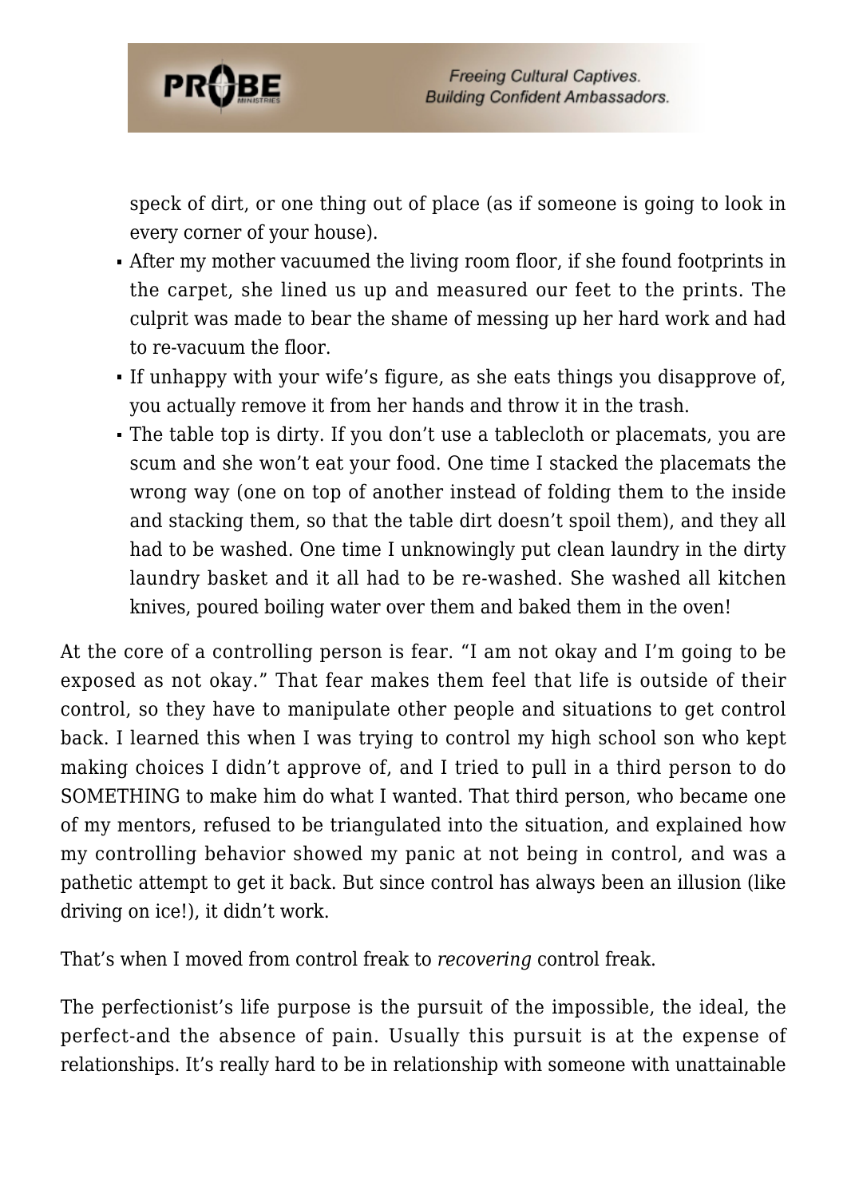speck of dirt, or one thing out of place (as if someone is going to look in every corner of your house).

- After my mother vacuumed the living room floor, if she found footprints in the carpet, she lined us up and measured our feet to the prints. The culprit was made to bear the shame of messing up her hard work and had to re-vacuum the floor.
- If unhappy with your wife's figure, as she eats things you disapprove of, you actually remove it from her hands and throw it in the trash.
- The table top is dirty. If you don't use a tablecloth or placemats, you are scum and she won't eat your food. One time I stacked the placemats the wrong way (one on top of another instead of folding them to the inside and stacking them, so that the table dirt doesn't spoil them), and they all had to be washed. One time I unknowingly put clean laundry in the dirty laundry basket and it all had to be re-washed. She washed all kitchen knives, poured boiling water over them and baked them in the oven!

At the core of a controlling person is fear. "I am not okay and I'm going to be exposed as not okay." That fear makes them feel that life is outside of their control, so they have to manipulate other people and situations to get control back. I learned this when I was trying to control my high school son who kept making choices I didn't approve of, and I tried to pull in a third person to do SOMETHING to make him do what I wanted. That third person, who became one of my mentors, refused to be triangulated into the situation, and explained how my controlling behavior showed my panic at not being in control, and was a pathetic attempt to get it back. But since control has always been an illusion (like driving on ice!), it didn't work.

That's when I moved from control freak to *recovering* control freak.

The perfectionist's life purpose is the pursuit of the impossible, the ideal, the perfect-and the absence of pain. Usually this pursuit is at the expense of relationships. It's really hard to be in relationship with someone with unattainable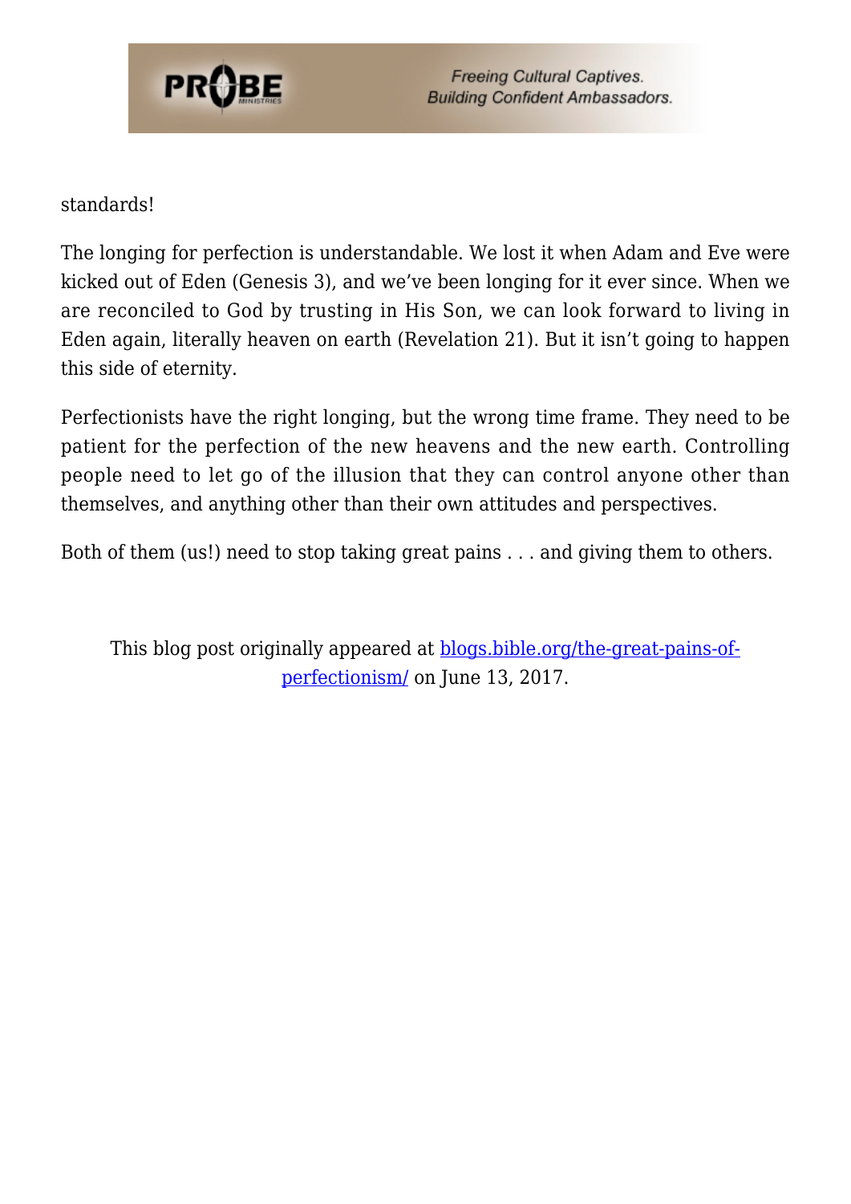standards!

The longing for perfection is understandable. We lost it when Adam and Eve were kicked out of Eden (Genesis 3), and we've been longing for it ever since. When we are reconciled to God by trusting in His Son, we can look forward to living in Eden again, literally heaven on earth (Revelation 21). But it isn't going to happen this side of eternity.

Perfectionists have the right longing, but the wrong time frame. They need to be patient for the perfection of the new heavens and the new earth. Controlling people need to let go of the illusion that they can control anyone other than themselves, and anything other than their own attitudes and perspectives.

Both of them (us!) need to stop taking great pains . . . and giving them to others.

This blog post originally appeared at [blogs.bible.org/the-great-pains-of-perfectionism/](blogs.bible.org/the-great-pains-of-perfectionism/) on June 13, 2017.